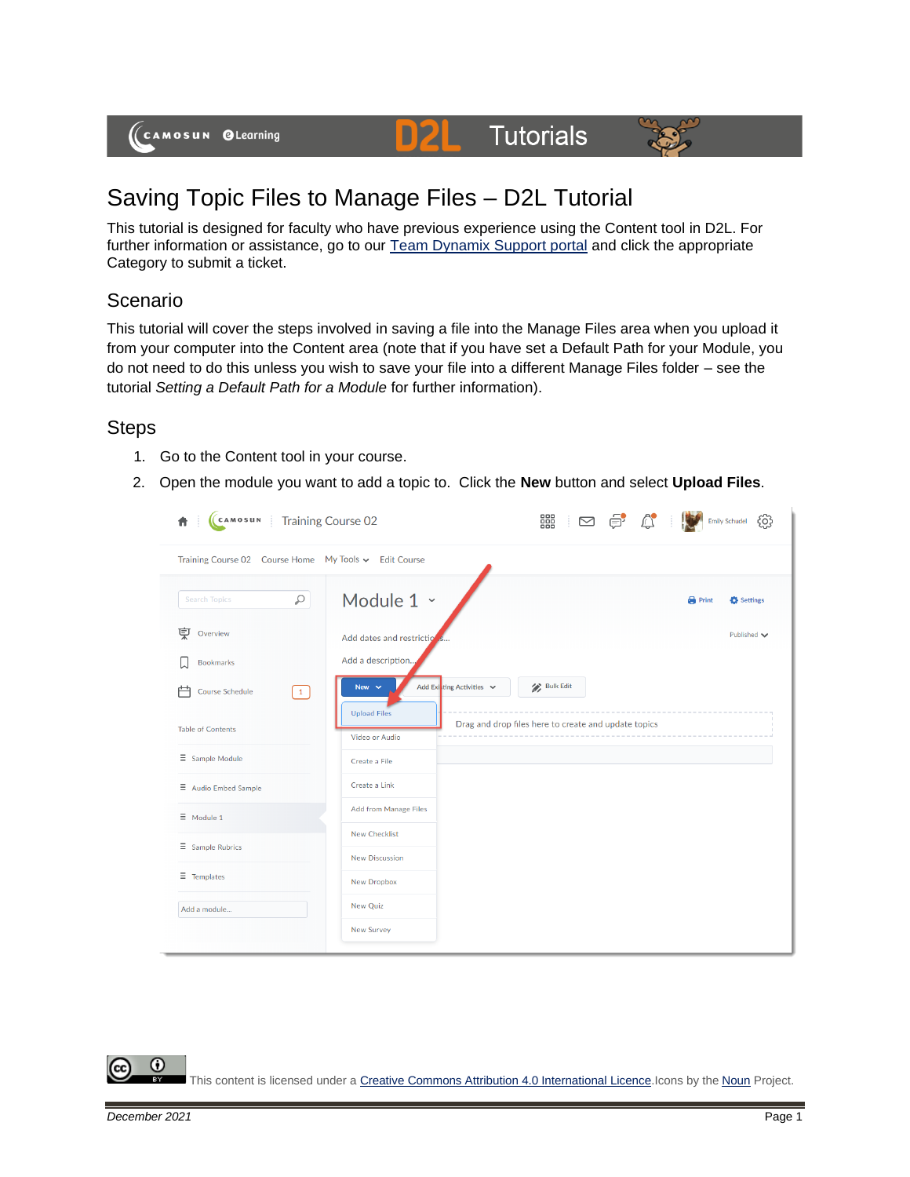# Saving Topic Files to Manage Files – D2L Tutorial

This tutorial is designed for faculty who have previous experience using the Content tool in D2L. For further information or assistance, go to our Team Dynamix Support portal and click the appropriate Category to submit a ticket.

## Scenario

This tutorial will cover the steps involved in saving a file into the Manage Files area when you upload it from your computer into the Content area (note that if you have set a Default Path for your Module, you do not need to do this unless you wish to save your file into a different Manage Files folder – see the tutorial *Setting a Default Path for a Module* for further information).

## Steps

1. Go to the Content tool in your course.
2. Open the module you want to add a topic to. Click the **New** button and select **Upload Files**.

This content is licensed under a Creative Commons Attribution 4.0 International Licence. Icons by the Noun Project.

December 2021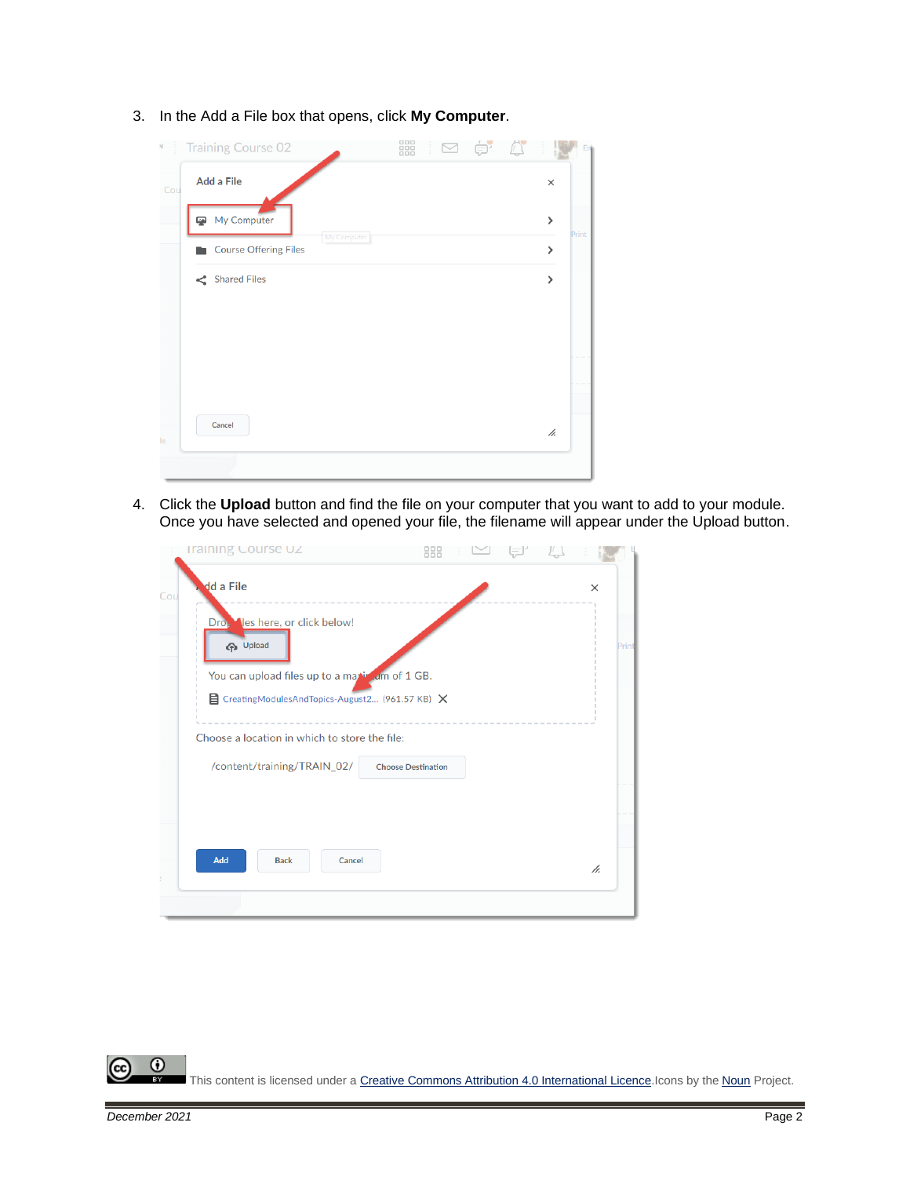3. In the Add a File box that opens, click **My Computer**.

4. Click the **Upload** button and find the file on your computer that you want to add to your module. Once you have selected and opened your file, the filename will appear under the Upload button.

This content is licensed under a Creative Commons Attribution 4.0 International Licence. Icons by the Noun Project.

*December 2021*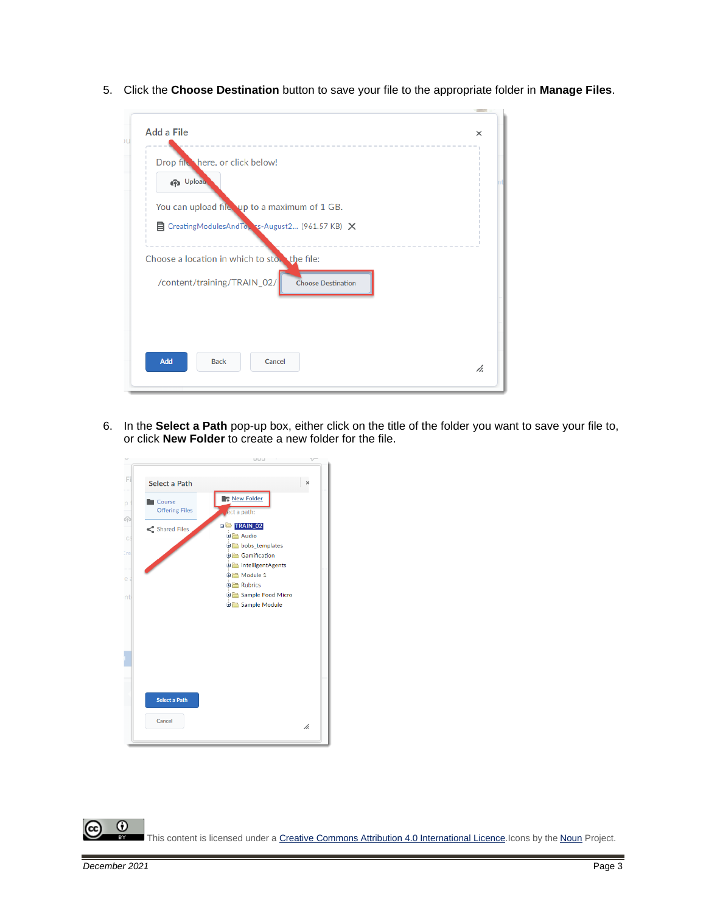5. Click the **Choose Destination** button to save your file to the appropriate folder in **Manage Files**.

6. In the **Select a Path** pop-up box, either click on the title of the folder you want to save your file to, or click **New Folder** to create a new folder for the file.

This content is licensed under a Creative Commons Attribution 4.0 International Licence. Icons by the Noun Project.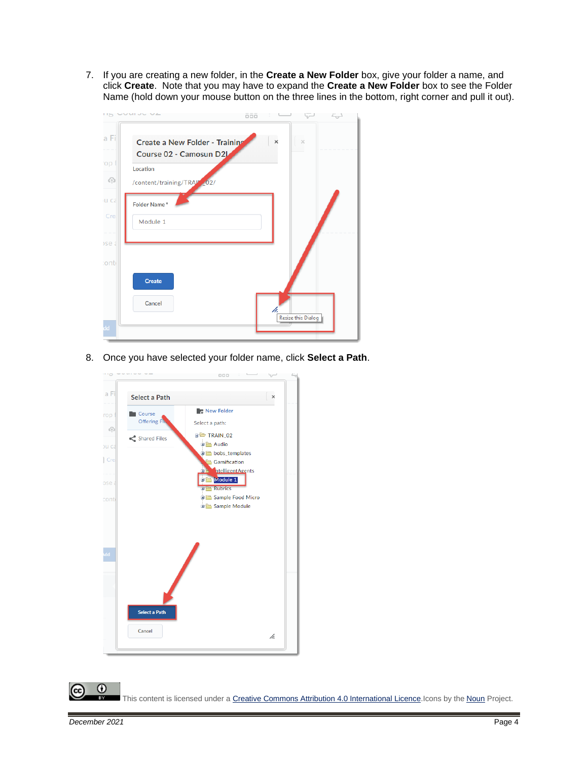7. If you are creating a new folder, in the **Create a New Folder** box, give your folder a name, and click **Create**. Note that you may have to expand the **Create a New Folder** box to see the Folder Name (hold down your mouse button on the three lines in the bottom, right corner and pull it out).

8. Once you have selected your folder name, click **Select a Path**.

This content is licensed under a Creative Commons Attribution 4.0 International Licence. Icons by the Noun Project.

December 2021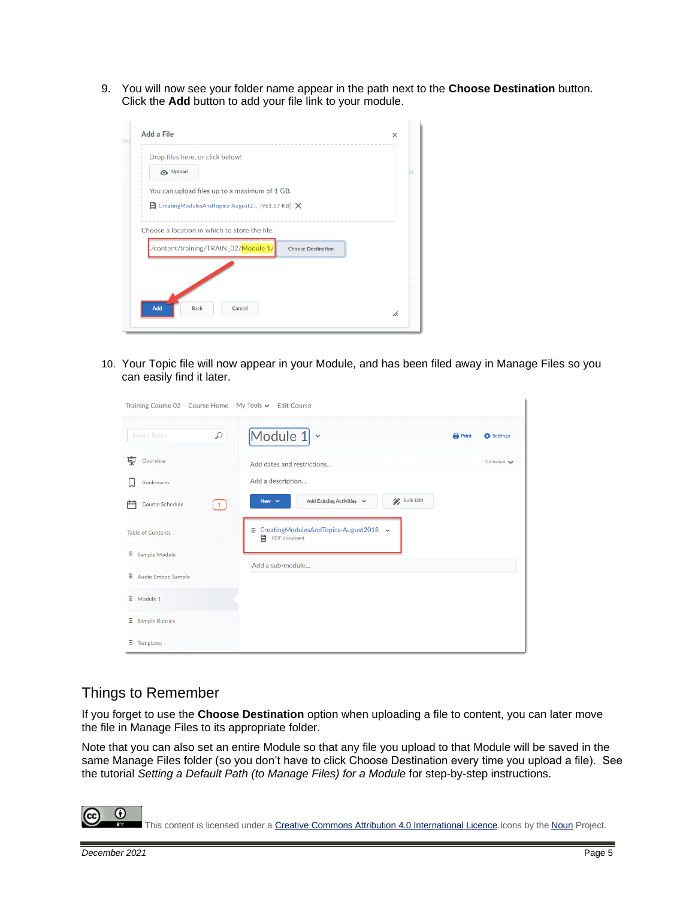9. You will now see your folder name appear in the path next to the **Choose Destination** button. Click the **Add** button to add your file link to your module.

10. Your Topic file will now appear in your Module, and has been filed away in Manage Files so you can easily find it later.

## Things to Remember

If you forget to use the **Choose Destination** option when uploading a file to content, you can later move the file in Manage Files to its appropriate folder.

Note that you can also set an entire Module so that any file you upload to that Module will be saved in the same Manage Files folder (so you don't have to click Choose Destination every time you upload a file). See the tutorial *Setting a Default Path (to Manage Files) for a Module* for step-by-step instructions.

This content is licensed under a Creative Commons Attribution 4.0 International Licence. Icons by the Noun Project.

December 2021